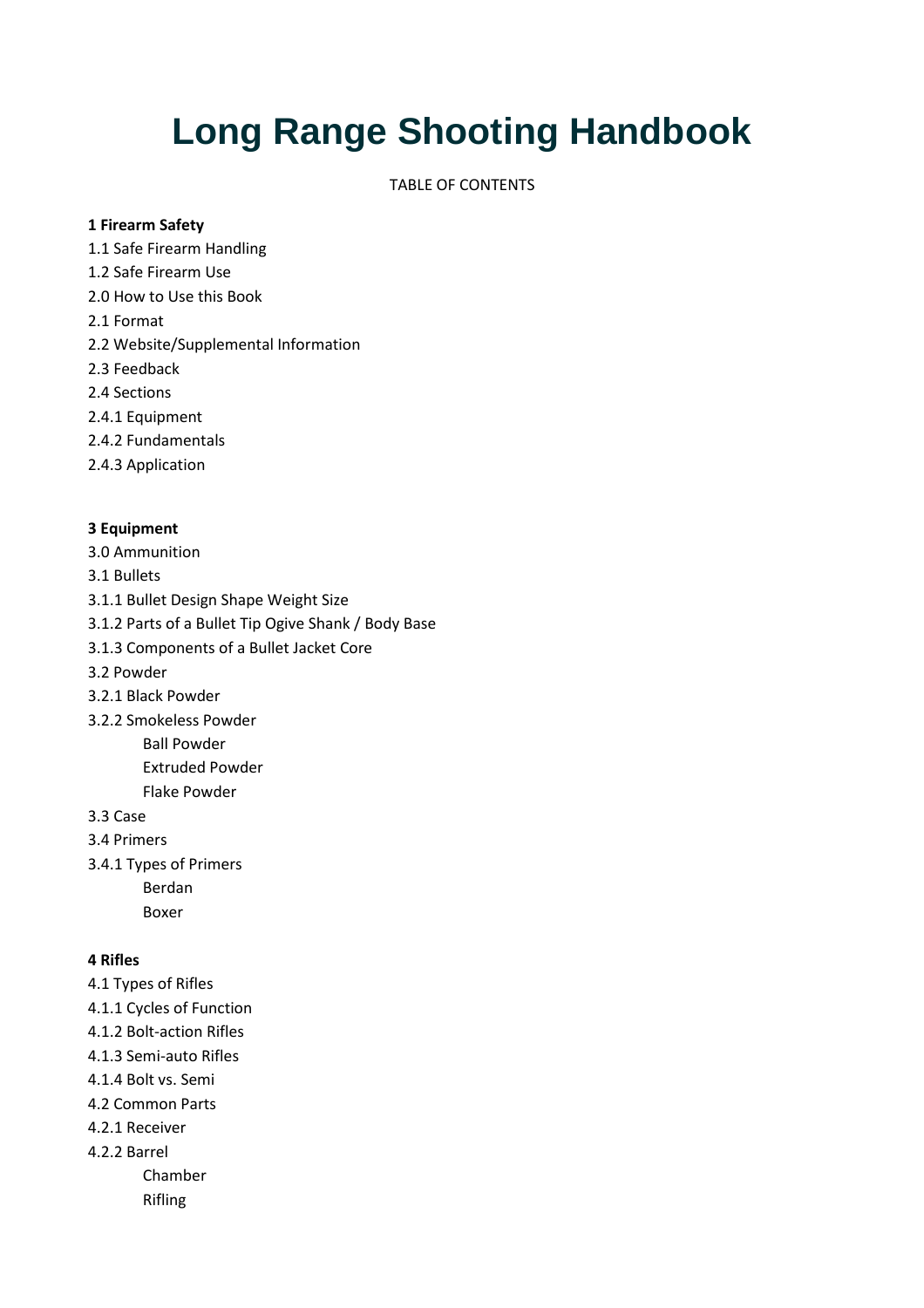# Long Range Shooting Handbook

TABLE OF CONTENTS

**1 Firearm Safety**

1.1 Safe Firearm Handling

1.2 Safe Firearm Use

2.0 How to Use this Book

2.1 Format

2.2 Website/Supplemental Information

2.3 Feedback

2.4 Sections

2.4.1 Equipment

2.4.2 Fundamentals

2.4.3 Application

**3 Equipment**

3.0 Ammunition

3.1 Bullets

3.1.1 Bullet Design Shape Weight Size

3.1.2 Parts of a Bullet Tip Ogive Shank / Body Base

3.1.3 Components of a Bullet Jacket Core

3.2 Powder

3.2.1 Black Powder

3.2.2 Smokeless Powder

- Ball Powder
- Extruded Powder
- Flake Powder

3.3 Case

3.4 Primers

3.4.1 Types of Primers

- Berdan
- Boxer

**4 Rifles**

4.1 Types of Rifles

4.1.1 Cycles of Function

4.1.2 Bolt-action Rifles

4.1.3 Semi-auto Rifles

4.1.4 Bolt vs. Semi

4.2 Common Parts

4.2.1 Receiver

4.2.2 Barrel

- Chamber
- Rifling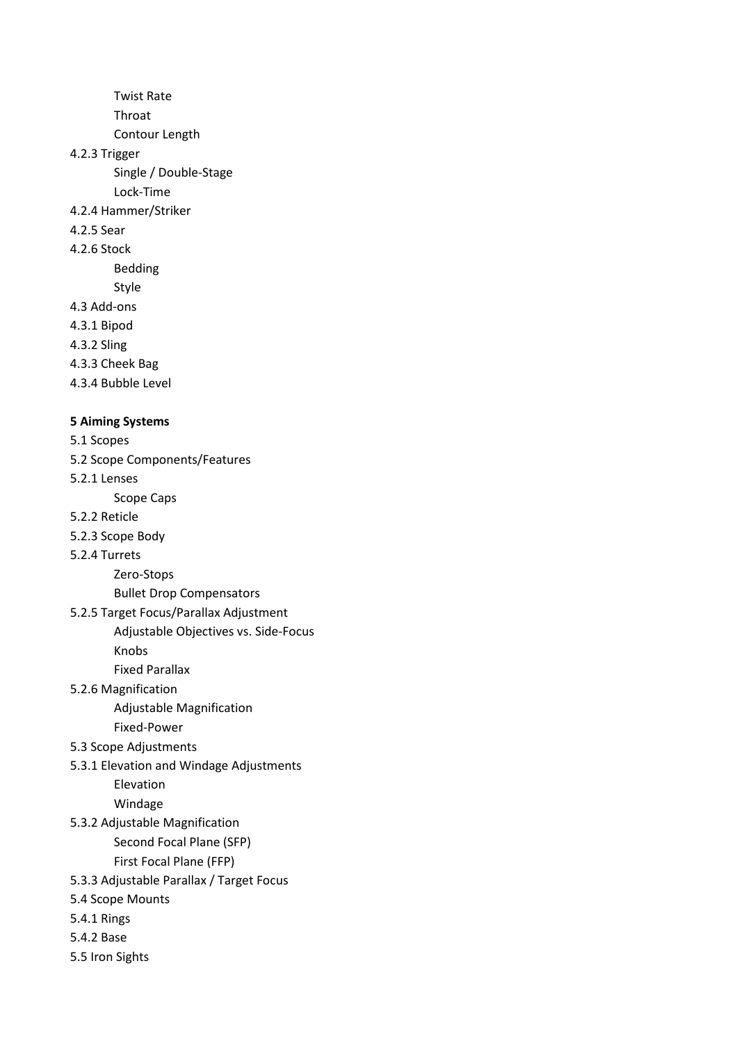- Twist Rate
- Throat
- Contour Length

4.2.3 Trigger

- Single / Double-Stage
- Lock-Time

4.2.4 Hammer/Striker

4.2.5 Sear

4.2.6 Stock

- Bedding
- Style

4.3 Add-ons

4.3.1 Bipod

4.3.2 Sling

4.3.3 Cheek Bag

4.3.4 Bubble Level

**5 Aiming Systems**

5.1 Scopes

5.2 Scope Components/Features

5.2.1 Lenses

- Scope Caps

5.2.2 Reticle

5.2.3 Scope Body

5.2.4 Turrets

- Zero-Stops
- Bullet Drop Compensators

5.2.5 Target Focus/Parallax Adjustment

- Adjustable Objectives vs. Side-Focus
- Knobs
- Fixed Parallax

5.2.6 Magnification

- Adjustable Magnification
- Fixed-Power

5.3 Scope Adjustments

5.3.1 Elevation and Windage Adjustments

- Elevation
- Windage

5.3.2 Adjustable Magnification

- Second Focal Plane (SFP)
- First Focal Plane (FFP)

5.3.3 Adjustable Parallax / Target Focus

5.4 Scope Mounts

5.4.1 Rings

5.4.2 Base

5.5 Iron Sights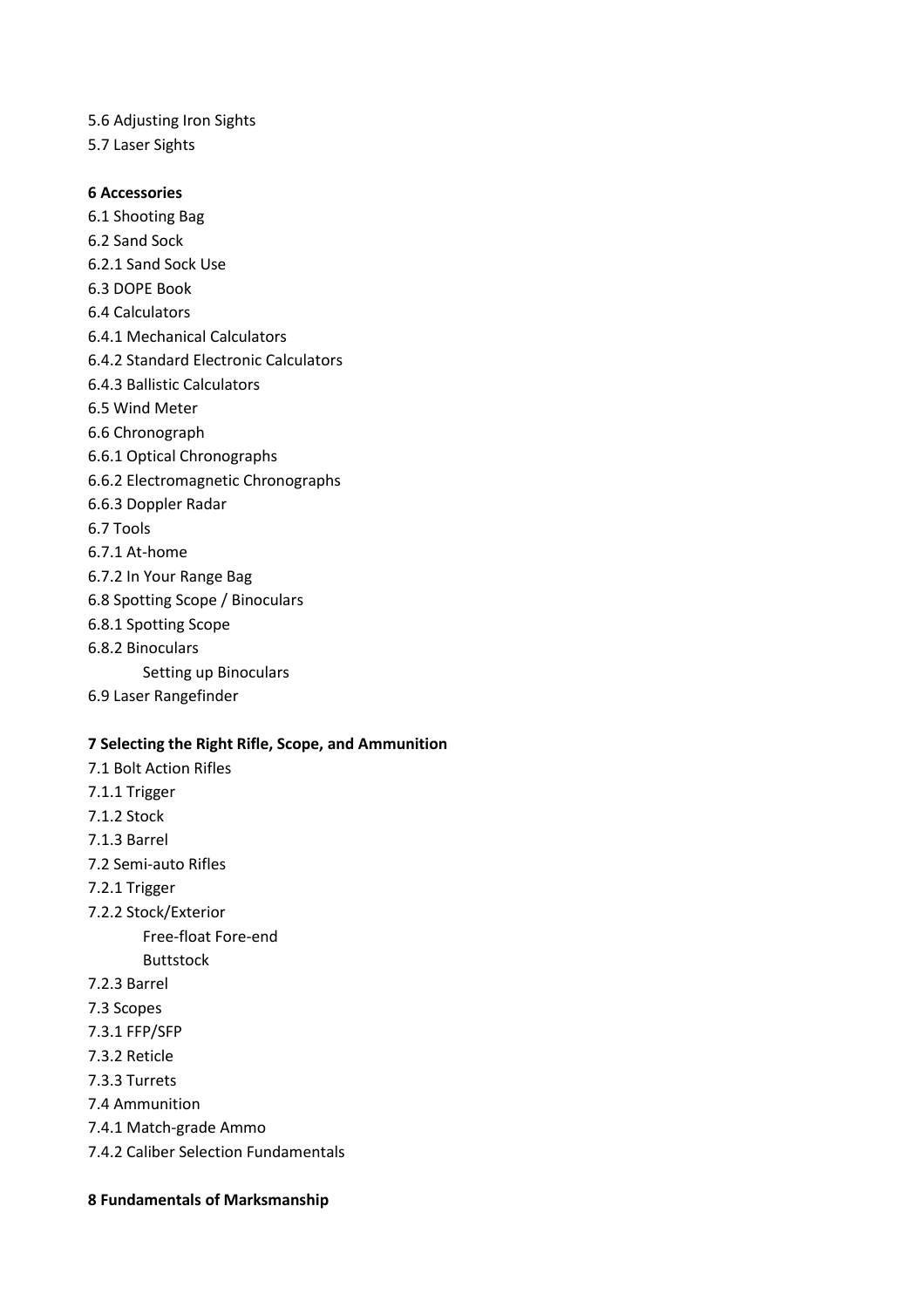5.6 Adjusting Iron Sights
5.7 Laser Sights

**6 Accessories**

6.1 Shooting Bag
6.2 Sand Sock
6.2.1 Sand Sock Use
6.3 DOPE Book
6.4 Calculators
6.4.1 Mechanical Calculators
6.4.2 Standard Electronic Calculators
6.4.3 Ballistic Calculators
6.5 Wind Meter
6.6 Chronograph
6.6.1 Optical Chronographs
6.6.2 Electromagnetic Chronographs
6.6.3 Doppler Radar
6.7 Tools
6.7.1 At-home
6.7.2 In Your Range Bag
6.8 Spotting Scope / Binoculars
6.8.1 Spotting Scope
6.8.2 Binoculars
    Setting up Binoculars
6.9 Laser Rangefinder

**7 Selecting the Right Rifle, Scope, and Ammunition**

7.1 Bolt Action Rifles
7.1.1 Trigger
7.1.2 Stock
7.1.3 Barrel
7.2 Semi-auto Rifles
7.2.1 Trigger
7.2.2 Stock/Exterior
    Free-float Fore-end
    Buttstock
7.2.3 Barrel
7.3 Scopes
7.3.1 FFP/SFP
7.3.2 Reticle
7.3.3 Turrets
7.4 Ammunition
7.4.1 Match-grade Ammo
7.4.2 Caliber Selection Fundamentals

**8 Fundamentals of Marksmanship**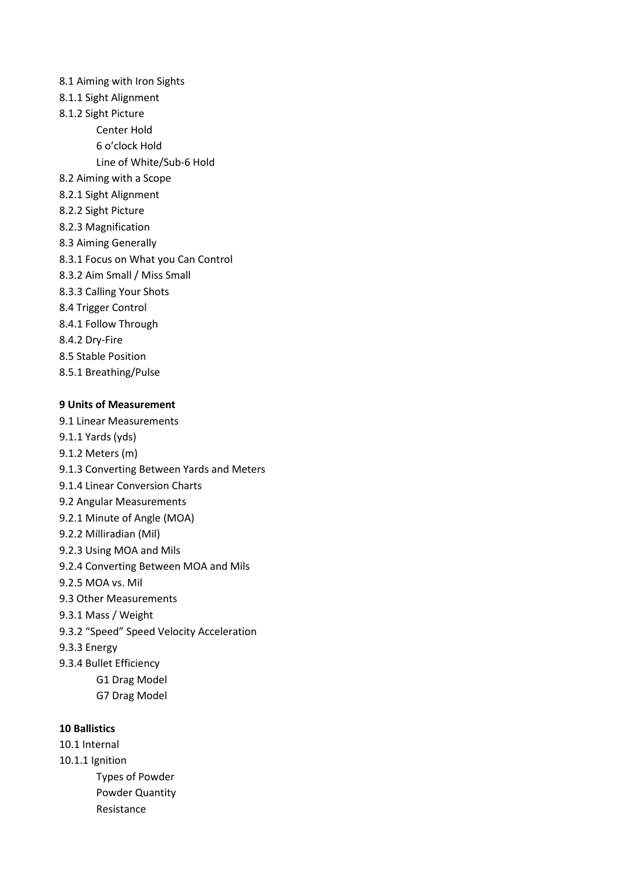8.1 Aiming with Iron Sights

8.1.1 Sight Alignment

8.1.2 Sight Picture

- Center Hold
- 6 o'clock Hold
- Line of White/Sub-6 Hold

8.2 Aiming with a Scope

8.2.1 Sight Alignment

8.2.2 Sight Picture

8.2.3 Magnification

8.3 Aiming Generally

8.3.1 Focus on What you Can Control

8.3.2 Aim Small / Miss Small

8.3.3 Calling Your Shots

8.4 Trigger Control

8.4.1 Follow Through

8.4.2 Dry-Fire

8.5 Stable Position

8.5.1 Breathing/Pulse

**9 Units of Measurement**

9.1 Linear Measurements

9.1.1 Yards (yds)

9.1.2 Meters (m)

9.1.3 Converting Between Yards and Meters

9.1.4 Linear Conversion Charts

9.2 Angular Measurements

9.2.1 Minute of Angle (MOA)

9.2.2 Milliradian (Mil)

9.2.3 Using MOA and Mils

9.2.4 Converting Between MOA and Mils

9.2.5 MOA vs. Mil

9.3 Other Measurements

9.3.1 Mass / Weight

9.3.2 "Speed" Speed Velocity Acceleration

9.3.3 Energy

9.3.4 Bullet Efficiency

- G1 Drag Model
- G7 Drag Model

**10 Ballistics**

10.1 Internal

10.1.1 Ignition

- Types of Powder
- Powder Quantity
- Resistance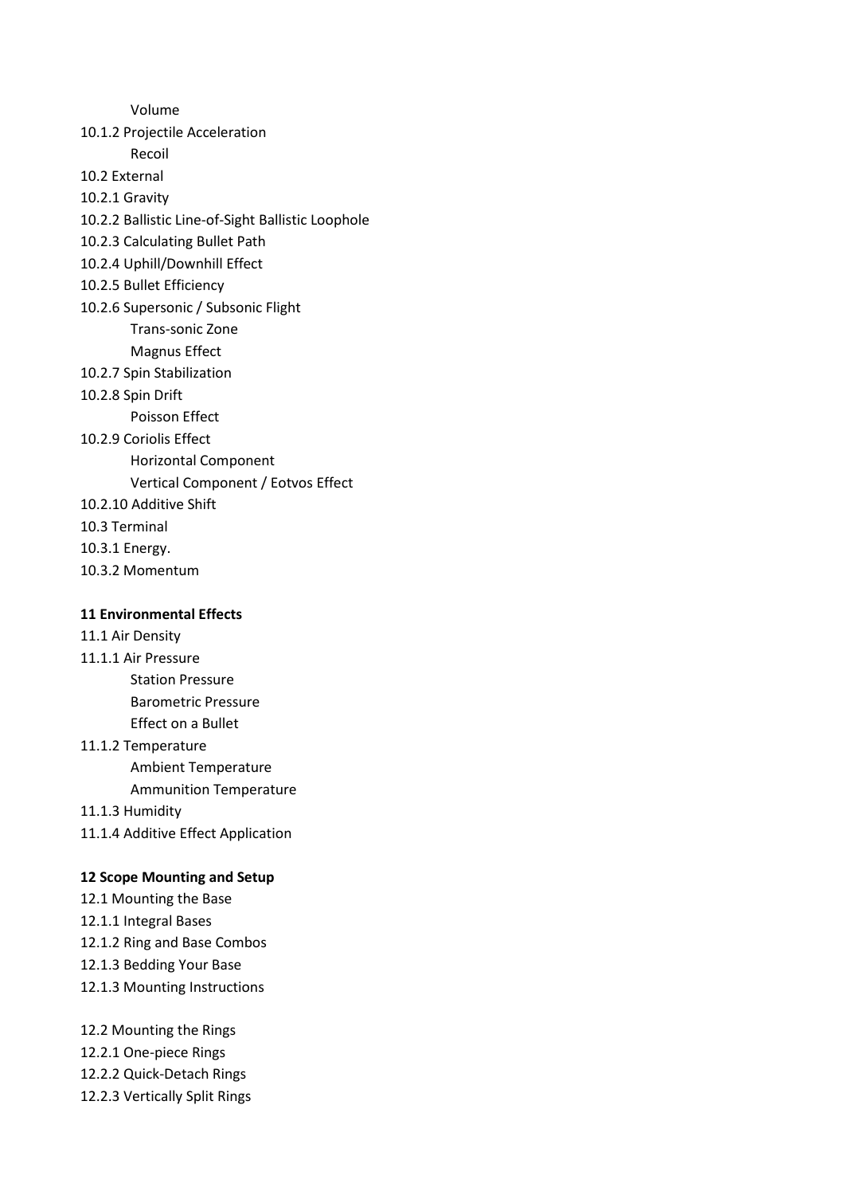Volume

10.1.2 Projectile Acceleration

Recoil

10.2 External

10.2.1 Gravity

10.2.2 Ballistic Line-of-Sight Ballistic Loophole

10.2.3 Calculating Bullet Path

10.2.4 Uphill/Downhill Effect

10.2.5 Bullet Efficiency

10.2.6 Supersonic / Subsonic Flight

Trans-sonic Zone

Magnus Effect

10.2.7 Spin Stabilization

10.2.8 Spin Drift

Poisson Effect

10.2.9 Coriolis Effect

Horizontal Component

Vertical Component / Eotvos Effect

10.2.10 Additive Shift

10.3 Terminal

10.3.1 Energy.

10.3.2 Momentum

**11 Environmental Effects**

11.1 Air Density

11.1.1 Air Pressure

Station Pressure

Barometric Pressure

Effect on a Bullet

11.1.2 Temperature

Ambient Temperature

Ammunition Temperature

11.1.3 Humidity

11.1.4 Additive Effect Application

**12 Scope Mounting and Setup**

12.1 Mounting the Base

12.1.1 Integral Bases

12.1.2 Ring and Base Combos

12.1.3 Bedding Your Base

12.1.3 Mounting Instructions

12.2 Mounting the Rings

12.2.1 One-piece Rings

12.2.2 Quick-Detach Rings

12.2.3 Vertically Split Rings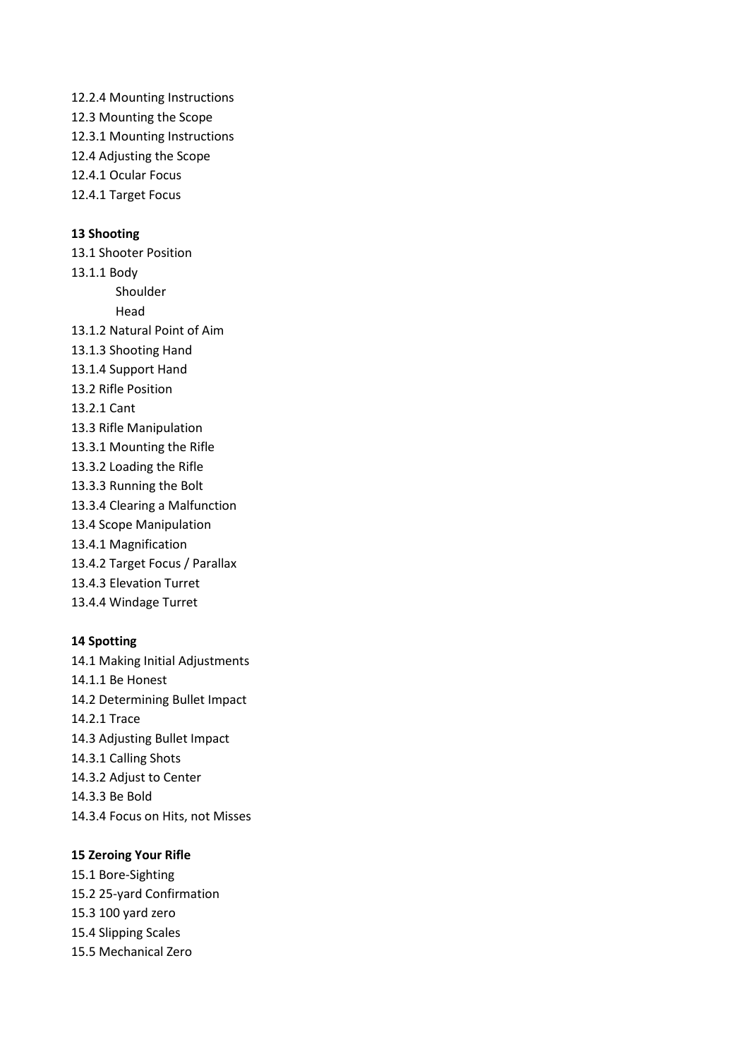12.2.4 Mounting Instructions
12.3 Mounting the Scope
12.3.1 Mounting Instructions
12.4 Adjusting the Scope
12.4.1 Ocular Focus
12.4.1 Target Focus

**13 Shooting**

13.1 Shooter Position
13.1.1 Body
  Shoulder
  Head
13.1.2 Natural Point of Aim
13.1.3 Shooting Hand
13.1.4 Support Hand
13.2 Rifle Position
13.2.1 Cant
13.3 Rifle Manipulation
13.3.1 Mounting the Rifle
13.3.2 Loading the Rifle
13.3.3 Running the Bolt
13.3.4 Clearing a Malfunction
13.4 Scope Manipulation
13.4.1 Magnification
13.4.2 Target Focus / Parallax
13.4.3 Elevation Turret
13.4.4 Windage Turret

**14 Spotting**

14.1 Making Initial Adjustments
14.1.1 Be Honest
14.2 Determining Bullet Impact
14.2.1 Trace
14.3 Adjusting Bullet Impact
14.3.1 Calling Shots
14.3.2 Adjust to Center
14.3.3 Be Bold
14.3.4 Focus on Hits, not Misses

**15 Zeroing Your Rifle**

15.1 Bore-Sighting
15.2 25-yard Confirmation
15.3 100 yard zero
15.4 Slipping Scales
15.5 Mechanical Zero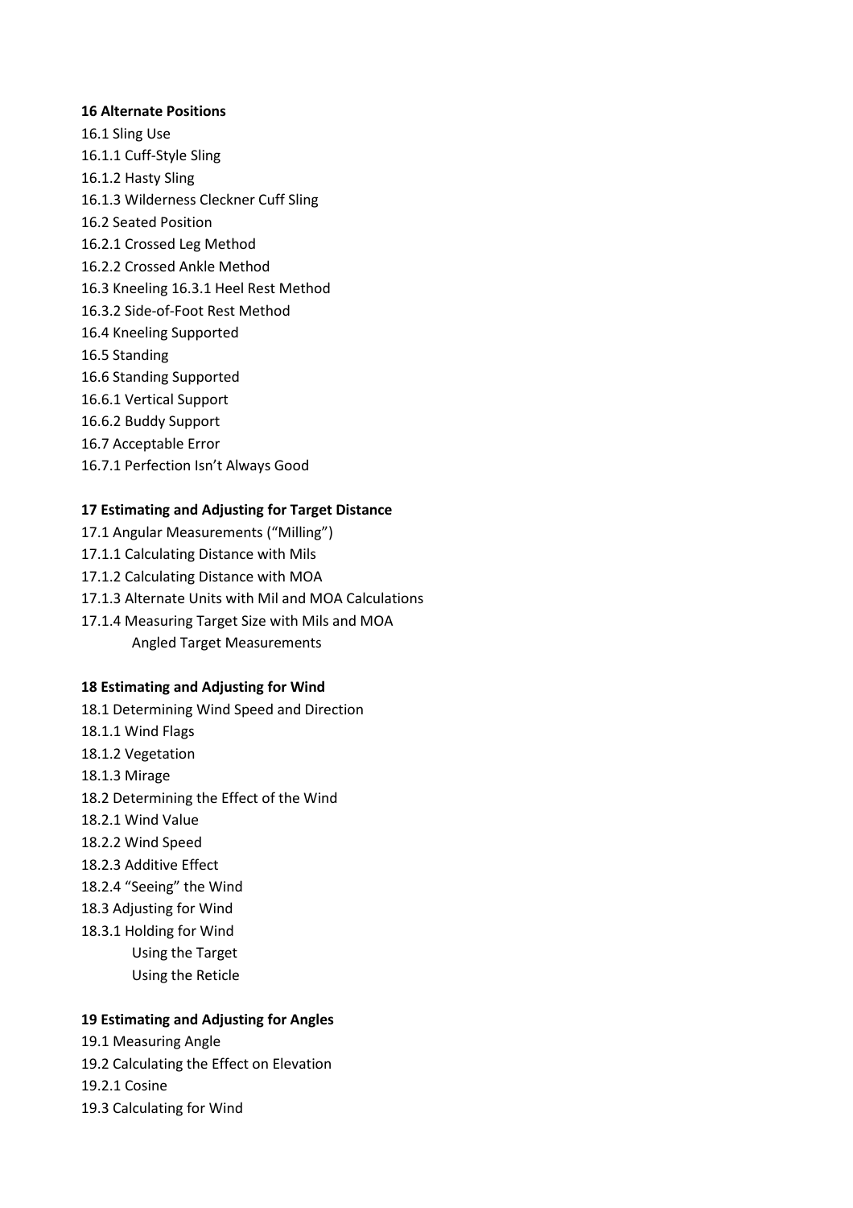**16 Alternate Positions**

16.1 Sling Use
16.1.1 Cuff-Style Sling
16.1.2 Hasty Sling
16.1.3 Wilderness Cleckner Cuff Sling
16.2 Seated Position
16.2.1 Crossed Leg Method
16.2.2 Crossed Ankle Method
16.3 Kneeling 16.3.1 Heel Rest Method
16.3.2 Side-of-Foot Rest Method
16.4 Kneeling Supported
16.5 Standing
16.6 Standing Supported
16.6.1 Vertical Support
16.6.2 Buddy Support
16.7 Acceptable Error
16.7.1 Perfection Isn't Always Good

**17 Estimating and Adjusting for Target Distance**

17.1 Angular Measurements ("Milling")
17.1.1 Calculating Distance with Mils
17.1.2 Calculating Distance with MOA
17.1.3 Alternate Units with Mil and MOA Calculations
17.1.4 Measuring Target Size with Mils and MOA
    Angled Target Measurements

**18 Estimating and Adjusting for Wind**

18.1 Determining Wind Speed and Direction
18.1.1 Wind Flags
18.1.2 Vegetation
18.1.3 Mirage
18.2 Determining the Effect of the Wind
18.2.1 Wind Value
18.2.2 Wind Speed
18.2.3 Additive Effect
18.2.4 "Seeing" the Wind
18.3 Adjusting for Wind
18.3.1 Holding for Wind
    Using the Target
    Using the Reticle

**19 Estimating and Adjusting for Angles**

19.1 Measuring Angle
19.2 Calculating the Effect on Elevation
19.2.1 Cosine
19.3 Calculating for Wind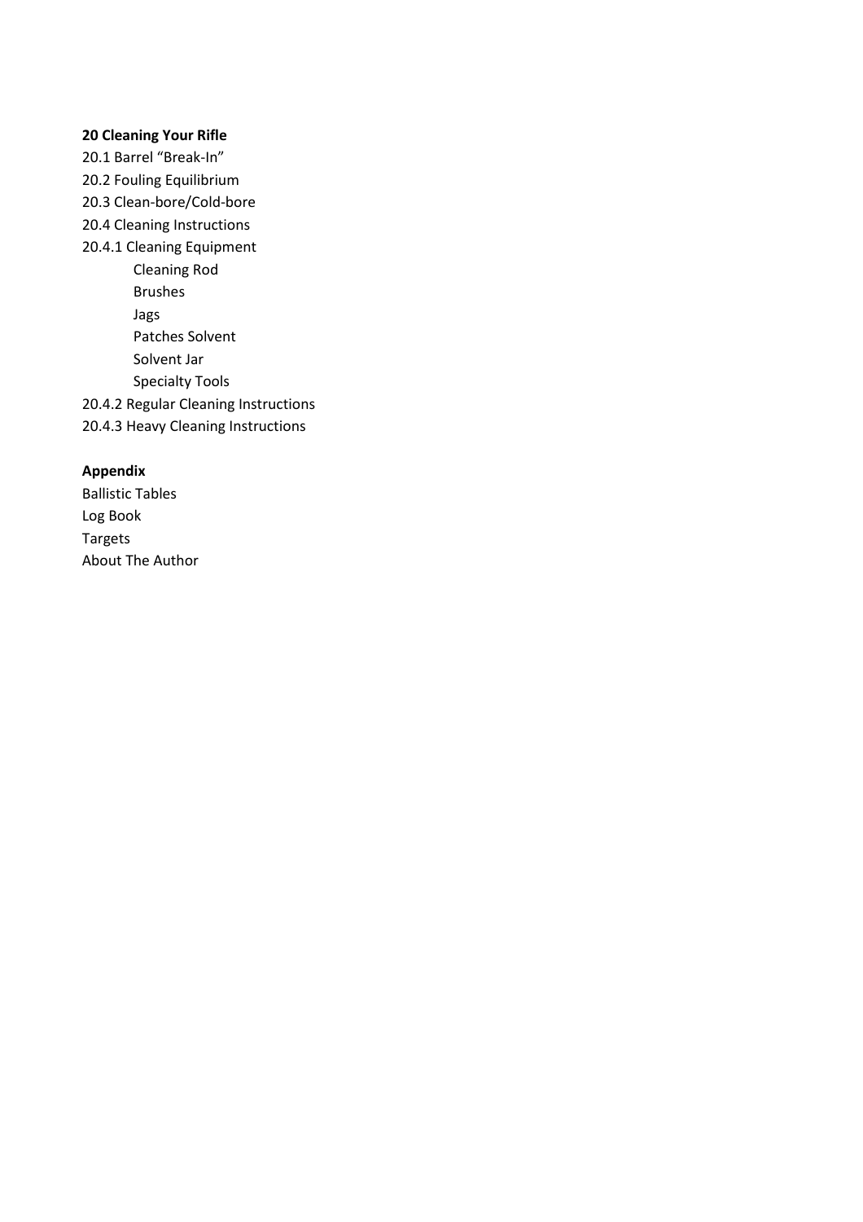**20 Cleaning Your Rifle**

20.1 Barrel "Break-In"

20.2 Fouling Equilibrium

20.3 Clean-bore/Cold-bore

20.4 Cleaning Instructions

20.4.1 Cleaning Equipment

- Cleaning Rod
- Brushes
- Jags
- Patches Solvent
- Solvent Jar
- Specialty Tools

20.4.2 Regular Cleaning Instructions

20.4.3 Heavy Cleaning Instructions

**Appendix**

Ballistic Tables

Log Book

Targets

About The Author